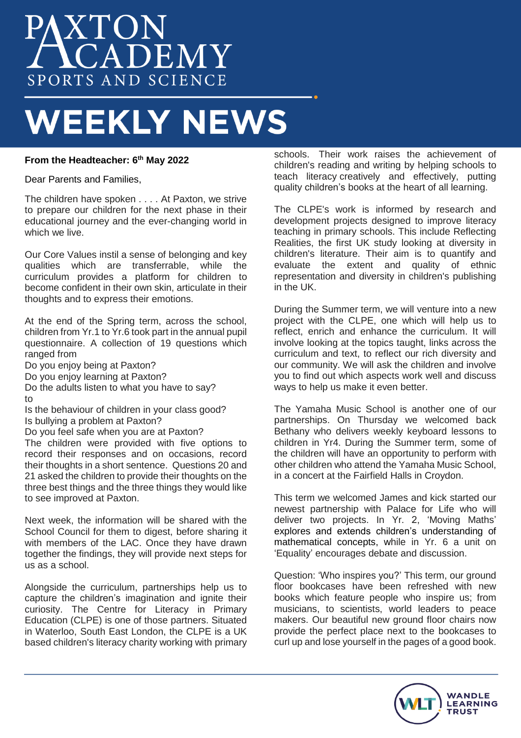# PAXTON ACADEMY
SPORTS AND SCIENCE

# WEEKLY NEWS

**From the Headteacher: 6th May 2022**

Dear Parents and Families,

The children have spoken . . . . At Paxton, we strive to prepare our children for the next phase in their educational journey and the ever-changing world in which we live.

Our Core Values instil a sense of belonging and key qualities which are transferrable, while the curriculum provides a platform for children to become confident in their own skin, articulate in their thoughts and to express their emotions.

At the end of the Spring term, across the school, children from Yr.1 to Yr.6 took part in the annual pupil questionnaire. A collection of 19 questions which ranged from

Do you enjoy being at Paxton?
Do you enjoy learning at Paxton?
Do the adults listen to what you have to say?
to
Is the behaviour of children in your class good?
Is bullying a problem at Paxton?
Do you feel safe when you are at Paxton?

The children were provided with five options to record their responses and on occasions, record their thoughts in a short sentence. Questions 20 and 21 asked the children to provide their thoughts on the three best things and the three things they would like to see improved at Paxton.

Next week, the information will be shared with the School Council for them to digest, before sharing it with members of the LAC. Once they have drawn together the findings, they will provide next steps for us as a school.

Alongside the curriculum, partnerships help us to capture the children's imagination and ignite their curiosity. The Centre for Literacy in Primary Education (CLPE) is one of those partners. Situated in Waterloo, South East London, the CLPE is a UK based children's literacy charity working with primary schools. Their work raises the achievement of children's reading and writing by helping schools to teach literacy creatively and effectively, putting quality children's books at the heart of all learning.

The CLPE's work is informed by research and development projects designed to improve literacy teaching in primary schools. This include Reflecting Realities, the first UK study looking at diversity in children's literature. Their aim is to quantify and evaluate the extent and quality of ethnic representation and diversity in children's publishing in the UK.

During the Summer term, we will venture into a new project with the CLPE, one which will help us to reflect, enrich and enhance the curriculum. It will involve looking at the topics taught, links across the curriculum and text, to reflect our rich diversity and our community. We will ask the children and involve you to find out which aspects work well and discuss ways to help us make it even better.

The Yamaha Music School is another one of our partnerships. On Thursday we welcomed back Bethany who delivers weekly keyboard lessons to children in Yr4. During the Summer term, some of the children will have an opportunity to perform with other children who attend the Yamaha Music School, in a concert at the Fairfield Halls in Croydon.

This term we welcomed James and kick started our newest partnership with Palace for Life who will deliver two projects. In Yr. 2, 'Moving Maths' explores and extends children's understanding of mathematical concepts, while in Yr. 6 a unit on 'Equality' encourages debate and discussion.

Question: 'Who inspires you?' This term, our ground floor bookcases have been refreshed with new books which feature people who inspire us; from musicians, to scientists, world leaders to peace makers. Our beautiful new ground floor chairs now provide the perfect place next to the bookcases to curl up and lose yourself in the pages of a good book.

WANDLE LEARNING TRUST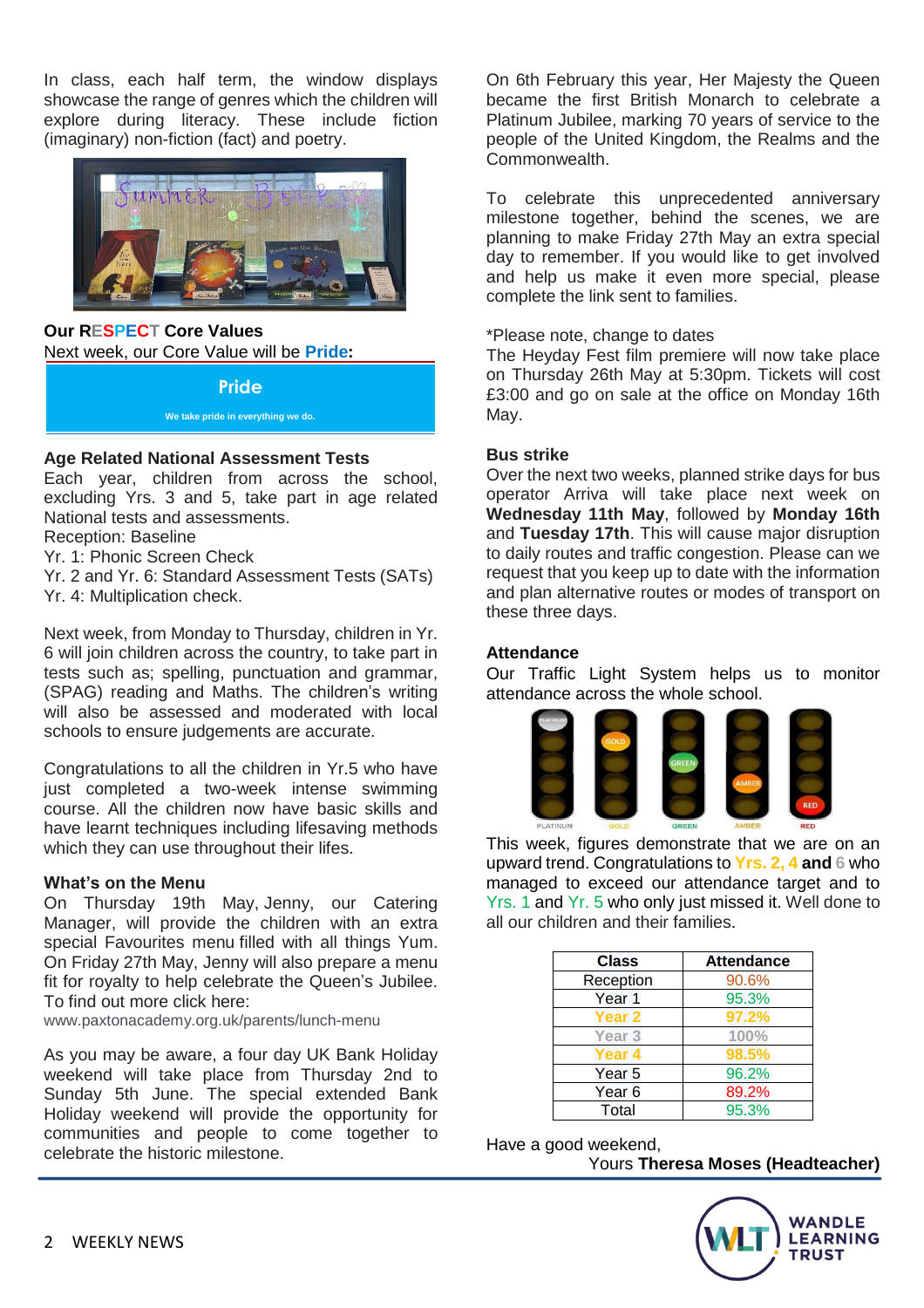In class, each half term, the window displays showcase the range of genres which the children will explore during literacy. These include fiction (imaginary) non-fiction (fact) and poetry.

**Our RESPECT Core Values**

Next week, our Core Value will be **Pride**:

**Pride**

We take pride in everything we do.

**Age Related National Assessment Tests**

Each year, children from across the school, excluding Yrs. 3 and 5, take part in age related National tests and assessments.

Reception: Baseline
Yr. 1: Phonic Screen Check
Yr. 2 and Yr. 6: Standard Assessment Tests (SATs)
Yr. 4: Multiplication check.

Next week, from Monday to Thursday, children in Yr. 6 will join children across the country, to take part in tests such as; spelling, punctuation and grammar, (SPAG) reading and Maths. The children's writing will also be assessed and moderated with local schools to ensure judgements are accurate.

Congratulations to all the children in Yr.5 who have just completed a two-week intense swimming course. All the children now have basic skills and have learnt techniques including lifesaving methods which they can use throughout their lifes.

**What's on the Menu**

On Thursday 19th May, Jenny, our Catering Manager, will provide the children with an extra special Favourites menu filled with all things Yum. On Friday 27th May, Jenny will also prepare a menu fit for royalty to help celebrate the Queen's Jubilee. To find out more click here:
www.paxtonacademy.org.uk/parents/lunch-menu

As you may be aware, a four day UK Bank Holiday weekend will take place from Thursday 2nd to Sunday 5th June. The special extended Bank Holiday weekend will provide the opportunity for communities and people to come together to celebrate the historic milestone.

On 6th February this year, Her Majesty the Queen became the first British Monarch to celebrate a Platinum Jubilee, marking 70 years of service to the people of the United Kingdom, the Realms and the Commonwealth.

To celebrate this unprecedented anniversary milestone together, behind the scenes, we are planning to make Friday 27th May an extra special day to remember. If you would like to get involved and help us make it even more special, please complete the link sent to families.

*Please note, change to dates
The Heyday Fest film premiere will now take place on Thursday 26th May at 5:30pm. Tickets will cost £3:00 and go on sale at the office on Monday 16th May.

**Bus strike**

Over the next two weeks, planned strike days for bus operator Arriva will take place next week on **Wednesday 11th May**, followed by **Monday 16th** and **Tuesday 17th**. This will cause major disruption to daily routes and traffic congestion. Please can we request that you keep up to date with the information and plan alternative routes or modes of transport on these three days.

**Attendance**

Our Traffic Light System helps us to monitor attendance across the whole school.

PLATINUM GOLD GREEN AMBER RED

This week, figures demonstrate that we are on an upward trend. Congratulations to Yrs. 2, 4 **and** 6 who managed to exceed our attendance target and to Yrs. 1 and Yr. 5 who only just missed it. Well done to all our children and their families.

| Class | Attendance |
|---|---|
| Reception | 90.6% |
| Year 1 | 95.3% |
| Year 2 | 97.2% |
| Year 3 | 100% |
| Year 4 | 98.5% |
| Year 5 | 96.2% |
| Year 6 | 89.2% |
| Total | 95.3% |

Have a good weekend,

Yours **Theresa Moses (Headteacher)**

WANDLE LEARNING TRUST